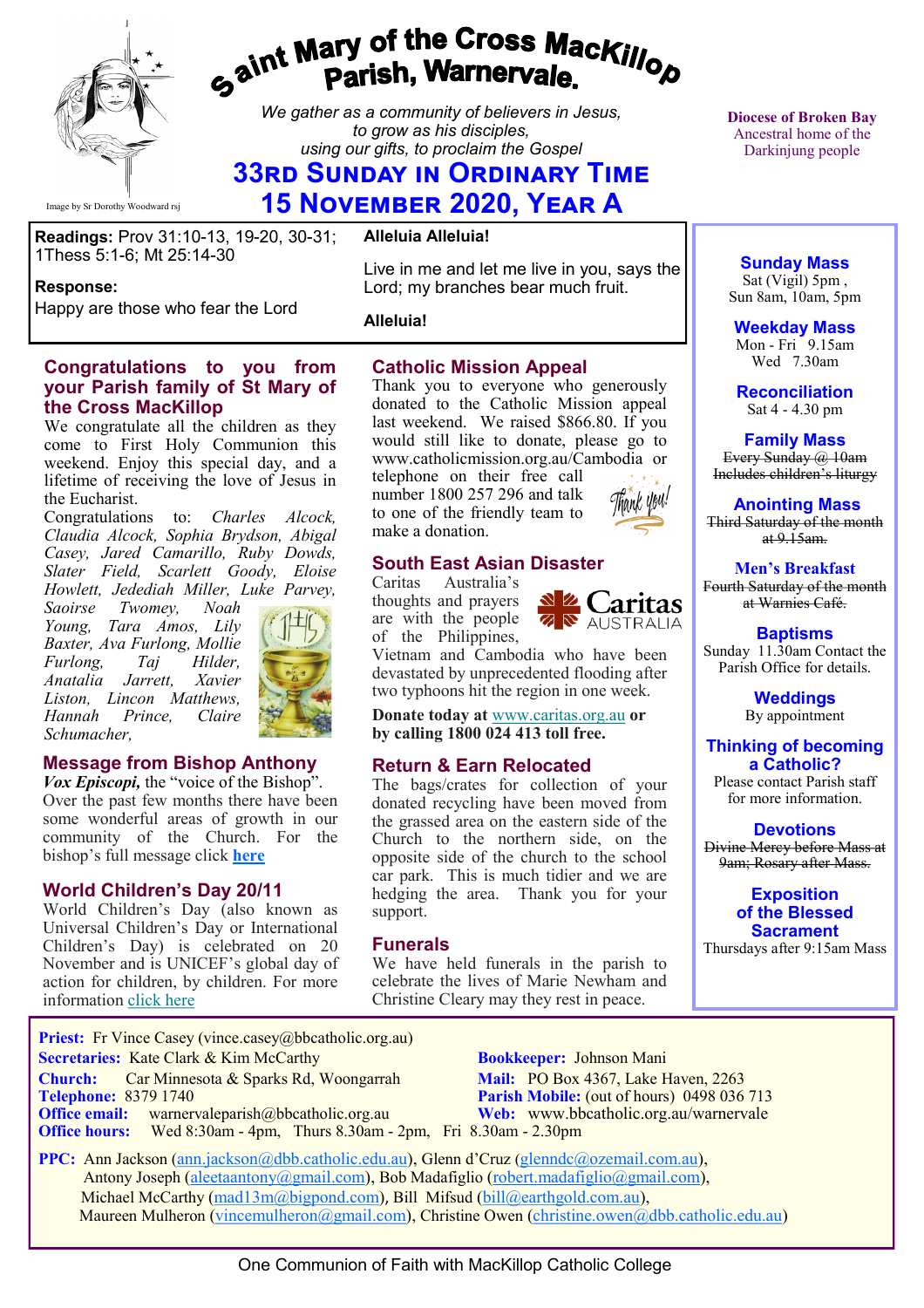# Saint Mary of the Cross MacKillop Parish, Warnervale.

*We gather as a community of believers in Jesus, to grow as his disciples, using our gifts, to proclaim the Gospel*

## 33rd Sunday in Ordinary Time
## 15 November 2020, Year A

Image by Sr Dorothy Woodward rsj

**Diocese of Broken Bay**
Ancestral home of the Darkinjung people

**Readings:** Prov 31:10-13, 19-20, 30-31; 1Thess 5:1-6; Mt 25:14-30

**Response:**
Happy are those who fear the Lord

**Alleluia Alleluia!**

Live in me and let me live in you, says the Lord; my branches bear much fruit.

**Alleluia!**

### Congratulations to you from your Parish family of St Mary of the Cross MacKillop

We congratulate all the children as they come to First Holy Communion this weekend. Enjoy this special day, and a lifetime of receiving the love of Jesus in the Eucharist.

Congratulations to: *Charles Alcock, Claudia Alcock, Sophia Brydson, Abigal Casey, Jared Camarillo, Ruby Dowds, Slater Field, Scarlett Goody, Eloise Howlett, Jedediah Miller, Luke Parvey, Saoirse Twomey, Noah Young, Tara Amos, Lily Baxter, Ava Furlong, Mollie Furlong, Taj Hilder, Anatalia Jarrett, Xavier Liston, Lincon Matthews, Hannah Prince, Claire Schumacher,*

### Message from Bishop Anthony

***Vox Episcopi,*** the "voice of the Bishop". Over the past few months there have been some wonderful areas of growth in our community of the Church. For the bishop's full message click **here**

### World Children's Day 20/11

World Children's Day (also known as Universal Children's Day or International Children's Day) is celebrated on 20 November and is UNICEF's global day of action for children, by children. For more information click here

### Catholic Mission Appeal

Thank you to everyone who generously donated to the Catholic Mission appeal last weekend. We raised $866.80. If you would still like to donate, please go to www.catholicmission.org.au/Cambodia or telephone on their free call number 1800 257 296 and talk to one of the friendly team to make a donation.

### South East Asian Disaster

Caritas Australia's thoughts and prayers are with the people of the Philippines, Vietnam and Cambodia who have been devastated by unprecedented flooding after two typhoons hit the region in one week.

**Donate today at** www.caritas.org.au **or by calling 1800 024 413 toll free.**

### Return & Earn Relocated

The bags/crates for collection of your donated recycling have been moved from the grassed area on the eastern side of the Church to the northern side, on the opposite side of the church to the school car park. This is much tidier and we are hedging the area. Thank you for your support.

### Funerals

We have held funerals in the parish to celebrate the lives of Marie Newham and Christine Cleary may they rest in peace.

**Sunday Mass**
Sat (Vigil) 5pm ,
Sun 8am, 10am, 5pm

**Weekday Mass**
Mon - Fri 9.15am
Wed 7.30am

**Reconciliation**
Sat 4 - 4.30 pm

**Family Mass**
~~Every Sunday @ 10am Includes children's liturgy~~

**Anointing Mass**
~~Third Saturday of the month at 9.15am.~~

**Men's Breakfast**
~~Fourth Saturday of the month at Warnies Café.~~

**Baptisms**
Sunday 11.30am Contact the Parish Office for details.

**Weddings**
By appointment

**Thinking of becoming a Catholic?**
Please contact Parish staff for more information.

**Devotions**
~~Divine Mercy before Mass at 9am; Rosary after Mass.~~

**Exposition of the Blessed Sacrament**
Thursdays after 9:15am Mass

**Priest:** Fr Vince Casey (vince.casey@bbcatholic.org.au)
**Secretaries:** Kate Clark & Kim McCarthy
**Bookkeeper:** Johnson Mani
**Church:** Car Minnesota & Sparks Rd, Woongarrah
**Mail:** PO Box 4367, Lake Haven, 2263
**Telephone:** 8379 1740
**Parish Mobile:** (out of hours) 0498 036 713
**Office email:** warnervaleparish@bbcatholic.org.au
**Web:** www.bbcatholic.org.au/warnervale
**Office hours:** Wed 8:30am - 4pm, Thurs 8.30am - 2pm, Fri 8.30am - 2.30pm

**PPC:** Ann Jackson (ann.jackson@dbb.catholic.edu.au), Glenn d'Cruz (glenndc@ozemail.com.au), Antony Joseph (aleetaantony@gmail.com), Bob Madafiglio (robert.madafiglio@gmail.com), Michael McCarthy (mad13m@bigpond.com), Bill Mifsud (bill@earthgold.com.au), Maureen Mulheron (vincemulheron@gmail.com), Christine Owen (christine.owen@dbb.catholic.edu.au)

One Communion of Faith with MacKillop Catholic College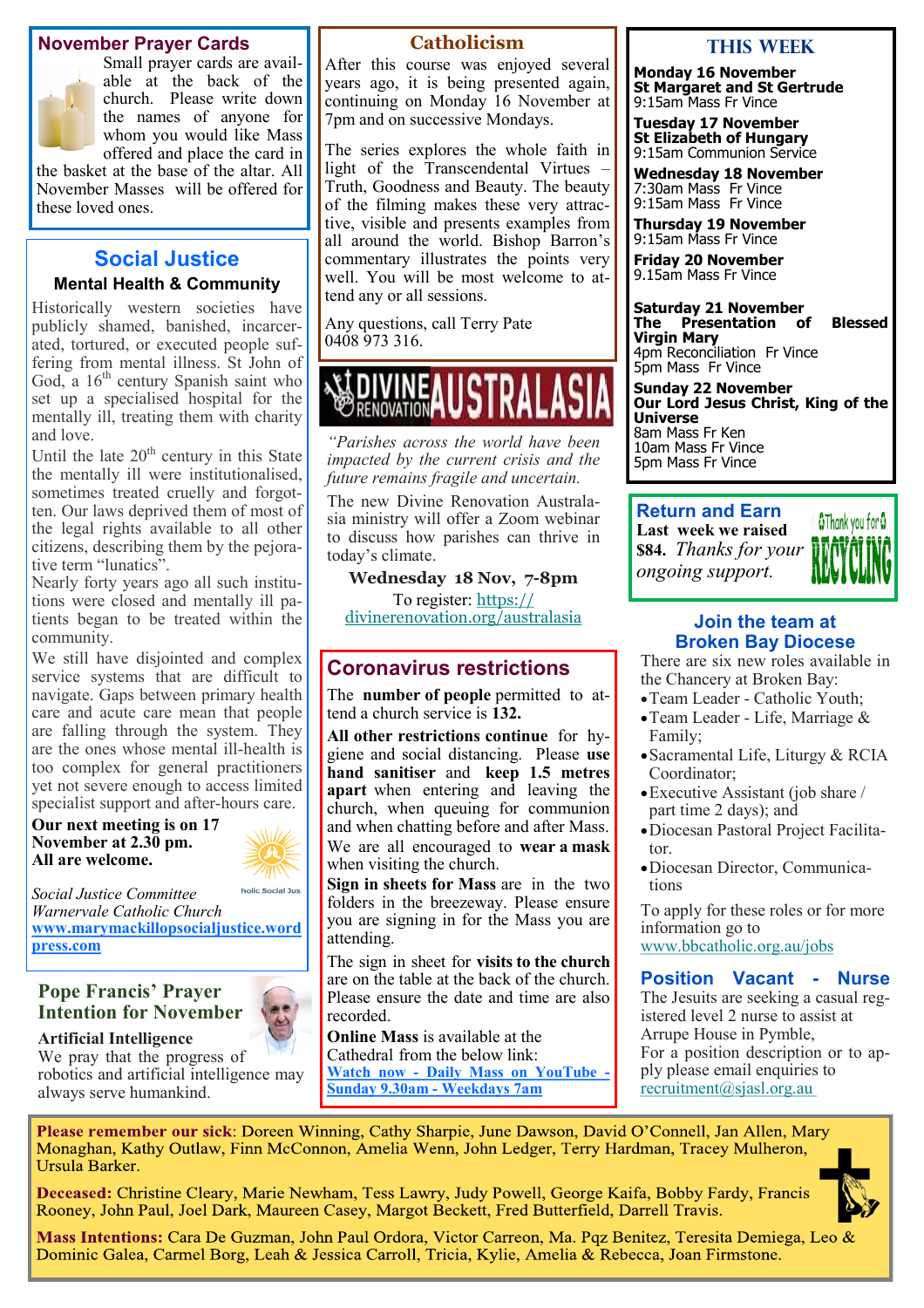## November Prayer Cards

Small prayer cards are available at the back of the church. Please write down the names of anyone for whom you would like Mass offered and place the card in the basket at the base of the altar. All November Masses will be offered for these loved ones.

## Social Justice

### Mental Health & Community

Historically western societies have publicly shamed, banished, incarcerated, tortured, or executed people suffering from mental illness. St John of God, a 16th century Spanish saint who set up a specialised hospital for the mentally ill, treating them with charity and love.

Until the late 20th century in this State the mentally ill were institutionalised, sometimes treated cruelly and forgotten. Our laws deprived them of most of the legal rights available to all other citizens, describing them by the pejorative term "lunatics".

Nearly forty years ago all such institutions were closed and mentally ill patients began to be treated within the community.

We still have disjointed and complex service systems that are difficult to navigate. Gaps between primary health care and acute care mean that people are falling through the system. They are the ones whose mental ill-health is too complex for general practitioners yet not severe enough to access limited specialist support and after-hours care.

**Our next meeting is on 17 November at 2.30 pm. All are welcome.**

*Social Justice Committee*
*Warnervale Catholic Church*
**www.marymackillopsocialjustice.wordpress.com**

## Pope Francis' Prayer Intention for November

**Artificial Intelligence**

We pray that the progress of robotics and artificial intelligence may always serve humankind.

## Catholicism

After this course was enjoyed several years ago, it is being presented again, continuing on Monday 16 November at 7pm and on successive Mondays.

The series explores the whole faith in light of the Transcendental Virtues – Truth, Goodness and Beauty. The beauty of the filming makes these very attractive, visible and presents examples from all around the world. Bishop Barron's commentary illustrates the points very well. You will be most welcome to attend any or all sessions.

Any questions, call Terry Pate 0408 973 316.

## DIVINE RENOVATION AUSTRALASIA

*"Parishes across the world have been impacted by the current crisis and the future remains fragile and uncertain.*

The new Divine Renovation Australasia ministry will offer a Zoom webinar to discuss how parishes can thrive in today's climate.

**Wednesday 18 Nov, 7-8pm**

To register: https://divinerenovation.org/australasia

## Coronavirus restrictions

The **number of people** permitted to attend a church service is **132.**

**All other restrictions continue** for hygiene and social distancing. Please **use hand sanitiser** and **keep 1.5 metres apart** when entering and leaving the church, when queuing for communion and when chatting before and after Mass. We are all encouraged to **wear a mask** when visiting the church.

**Sign in sheets for Mass** are in the two folders in the breezeway. Please ensure you are signing in for the Mass you are attending.

The sign in sheet for **visits to the church** are on the table at the back of the church. Please ensure the date and time are also recorded.

**Online Mass** is available at the Cathedral from the below link:
**Watch now - Daily Mass on YouTube - Sunday 9.30am - Weekdays 7am**

## THIS WEEK

**Monday 16 November**
**St Margaret and St Gertrude**
9:15am Mass Fr Vince

**Tuesday 17 November**
**St Elizabeth of Hungary**
9:15am Communion Service

**Wednesday 18 November**
7:30am Mass Fr Vince
9:15am Mass Fr Vince

**Thursday 19 November**
9:15am Mass Fr Vince

**Friday 20 November**
9.15am Mass Fr Vince

**Saturday 21 November**
**The Presentation of Blessed Virgin Mary**
4pm Reconciliation Fr Vince
5pm Mass Fr Vince

**Sunday 22 November**
**Our Lord Jesus Christ, King of the Universe**
8am Mass Fr Ken
10am Mass Fr Vince
5pm Mass Fr Vince

## Return and Earn

**Last week we raised $84.** *Thanks for your ongoing support.*

Thank you for RECYCLING

## Join the team at Broken Bay Diocese

There are six new roles available in the Chancery at Broken Bay:

- Team Leader - Catholic Youth;
- Team Leader - Life, Marriage & Family;
- Sacramental Life, Liturgy & RCIA Coordinator;
- Executive Assistant (job share / part time 2 days); and
- Diocesan Pastoral Project Facilitator.
- Diocesan Director, Communications

To apply for these roles or for more information go to www.bbcatholic.org.au/jobs

## Position Vacant - Nurse

The Jesuits are seeking a casual registered level 2 nurse to assist at Arrupe House in Pymble,
For a position description or to apply please email enquiries to recruitment@sjasl.org.au

**Please remember our sick**: Doreen Winning, Cathy Sharpie, June Dawson, David O'Connell, Jan Allen, Mary Monaghan, Kathy Outlaw, Finn McConnon, Amelia Wenn, John Ledger, Terry Hardman, Tracey Mulheron, Ursula Barker.

**Deceased:** Christine Cleary, Marie Newham, Tess Lawry, Judy Powell, George Kaifa, Bobby Fardy, Francis Rooney, John Paul, Joel Dark, Maureen Casey, Margot Beckett, Fred Butterfield, Darrell Travis.

**Mass Intentions:** Cara De Guzman, John Paul Ordora, Victor Carreon, Ma. Pqz Benitez, Teresita Demiega, Leo & Dominic Galea, Carmel Borg, Leah & Jessica Carroll, Tricia, Kylie, Amelia & Rebecca, Joan Firmstone.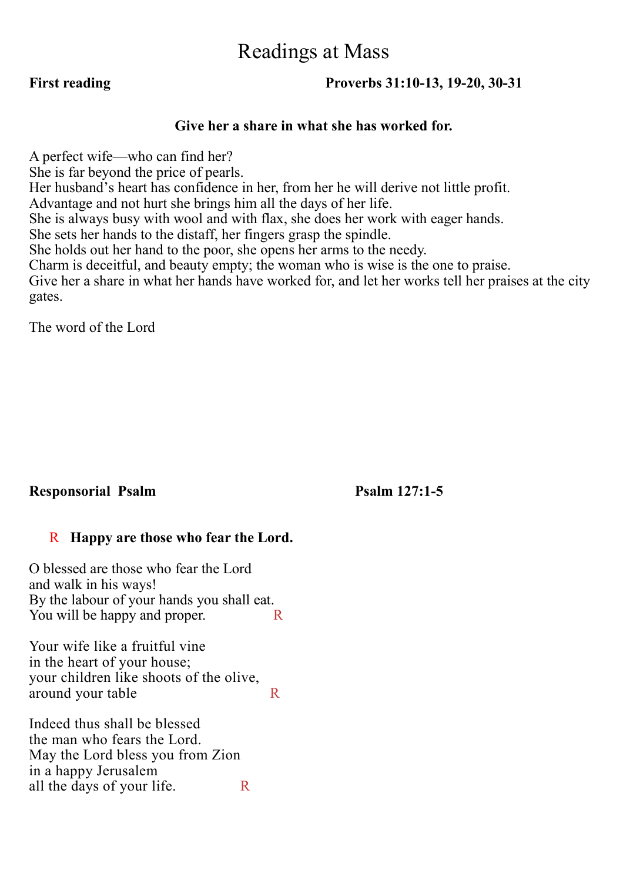# Readings at Mass

**First reading** **Proverbs 31:10-13, 19-20, 30-31**

**Give her a share in what she has worked for.**

A perfect wife—who can find her?
She is far beyond the price of pearls.
Her husband's heart has confidence in her, from her he will derive not little profit.
Advantage and not hurt she brings him all the days of her life.
She is always busy with wool and with flax, she does her work with eager hands.
She sets her hands to the distaff, her fingers grasp the spindle.
She holds out her hand to the poor, she opens her arms to the needy.
Charm is deceitful, and beauty empty; the woman who is wise is the one to praise.
Give her a share in what her hands have worked for, and let her works tell her praises at the city gates.

The word of the Lord

**Responsorial Psalm** **Psalm 127:1-5**

R **Happy are those who fear the Lord.**

O blessed are those who fear the Lord
and walk in his ways!
By the labour of your hands you shall eat.
You will be happy and proper. R

Your wife like a fruitful vine
in the heart of your house;
your children like shoots of the olive,
around your table R

Indeed thus shall be blessed
the man who fears the Lord.
May the Lord bless you from Zion
in a happy Jerusalem
all the days of your life. R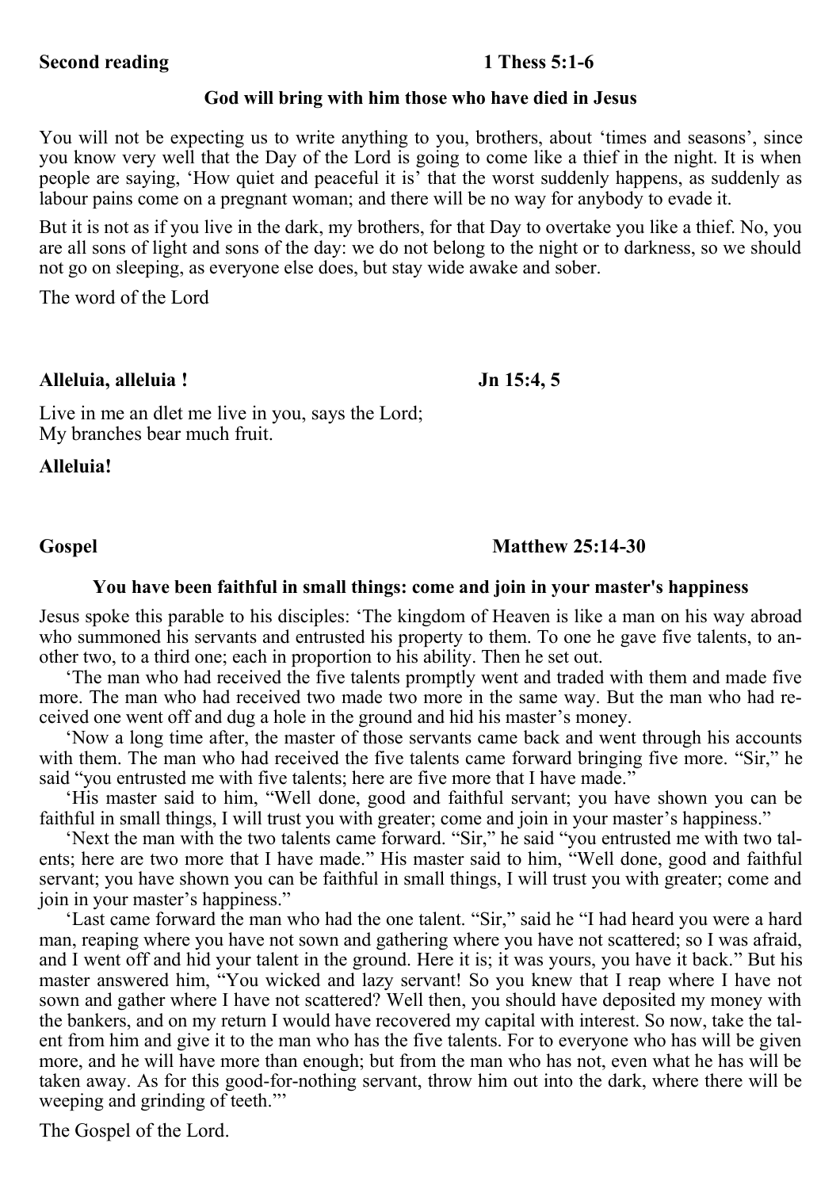**Second reading** **1 Thess 5:1-6**

**God will bring with him those who have died in Jesus**

You will not be expecting us to write anything to you, brothers, about 'times and seasons', since you know very well that the Day of the Lord is going to come like a thief in the night. It is when people are saying, 'How quiet and peaceful it is' that the worst suddenly happens, as suddenly as labour pains come on a pregnant woman; and there will be no way for anybody to evade it.

But it is not as if you live in the dark, my brothers, for that Day to overtake you like a thief. No, you are all sons of light and sons of the day: we do not belong to the night or to darkness, so we should not go on sleeping, as everyone else does, but stay wide awake and sober.

The word of the Lord

**Alleluia, alleluia !** **Jn 15:4, 5**

Live in me an dlet me live in you, says the Lord;
My branches bear much fruit.

**Alleluia!**

**Gospel** **Matthew 25:14-30**

**You have been faithful in small things: come and join in your master's happiness**

Jesus spoke this parable to his disciples: 'The kingdom of Heaven is like a man on his way abroad who summoned his servants and entrusted his property to them. To one he gave five talents, to another two, to a third one; each in proportion to his ability. Then he set out.

'The man who had received the five talents promptly went and traded with them and made five more. The man who had received two made two more in the same way. But the man who had received one went off and dug a hole in the ground and hid his master's money.

'Now a long time after, the master of those servants came back and went through his accounts with them. The man who had received the five talents came forward bringing five more. "Sir," he said "you entrusted me with five talents; here are five more that I have made."

'His master said to him, "Well done, good and faithful servant; you have shown you can be faithful in small things, I will trust you with greater; come and join in your master's happiness."

'Next the man with the two talents came forward. "Sir," he said "you entrusted me with two talents; here are two more that I have made." His master said to him, "Well done, good and faithful servant; you have shown you can be faithful in small things, I will trust you with greater; come and join in your master's happiness."

'Last came forward the man who had the one talent. "Sir," said he "I had heard you were a hard man, reaping where you have not sown and gathering where you have not scattered; so I was afraid, and I went off and hid your talent in the ground. Here it is; it was yours, you have it back." But his master answered him, "You wicked and lazy servant! So you knew that I reap where I have not sown and gather where I have not scattered? Well then, you should have deposited my money with the bankers, and on my return I would have recovered my capital with interest. So now, take the talent from him and give it to the man who has the five talents. For to everyone who has will be given more, and he will have more than enough; but from the man who has not, even what he has will be taken away. As for this good-for-nothing servant, throw him out into the dark, where there will be weeping and grinding of teeth."'

The Gospel of the Lord.